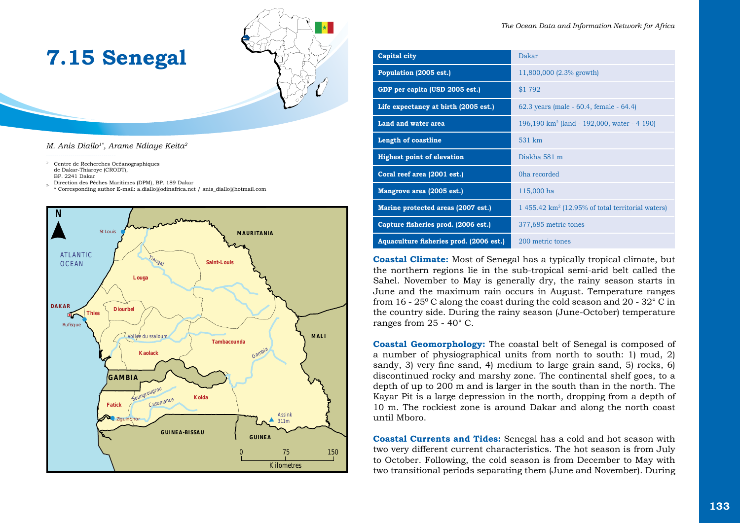# 7.15 Senegal

*M. Anis Diallo[1*], Arame Ndiaye Keita[2]*

1. Centre de Recherches Océanographiques de Dakar-Thiaroye (CRODT), BP. 2241 Dakar
2. Direction des Pêches Maritimes (DPM), BP. 189 Dakar

\* Corresponding author E-mail: a.diallo@odinafrica.net / anis_diallo@hotmail.com

| | |
|---|---|
| **Capital city** | Dakar |
| **Population (2005 est.)** | 11,800,000 (2.3% growth) |
| **GDP per capita (USD 2005 est.)** | $1 792 |
| **Life expectancy at birth (2005 est.)** | 62.3 years (male - 60.4, female - 64.4) |
| **Land and water area** | 196,190 km² (land - 192,000, water - 4 190) |
| **Length of coastline** | 531 km |
| **Highest point of elevation** | Diakha 581 m |
| **Coral reef area (2001 est.)** | 0ha recorded |
| **Mangrove area (2005 est.)** | 115,000 ha |
| **Marine protected areas (2007 est.)** | 1 455.42 km² (12.95% of total territorial waters) |
| **Capture fisheries prod. (2006 est.)** | 377,685 metric tones |
| **Aquaculture fisheries prod. (2006 est.)** | 200 metric tones |

**Coastal Climate:** Most of Senegal has a typically tropical climate, but the northern regions lie in the sub-tropical semi-arid belt called the Sahel. November to May is generally dry, the rainy season starts in June and the maximum rain occurs in August. Temperature ranges from 16 - 25° C along the coast during the cold season and 20 - 32° C in the country side. During the rainy season (June-October) temperature ranges from 25 - 40° C.

**Coastal Geomorphology:** The coastal belt of Senegal is composed of a number of physiographical units from north to south: 1) mud, 2) sandy, 3) very fine sand, 4) medium to large grain sand, 5) rocks, 6) discontinued rocky and marshy zone. The continental shelf goes, to a depth of up to 200 m and is larger in the south than in the north. The Kayar Pit is a large depression in the north, dropping from a depth of 10 m. The rockiest zone is around Dakar and along the north coast until Mboro.

**Coastal Currents and Tides:** Senegal has a cold and hot season with two very different current characteristics. The hot season is from July to October. Following, the cold season is from December to May with two transitional periods separating them (June and November). During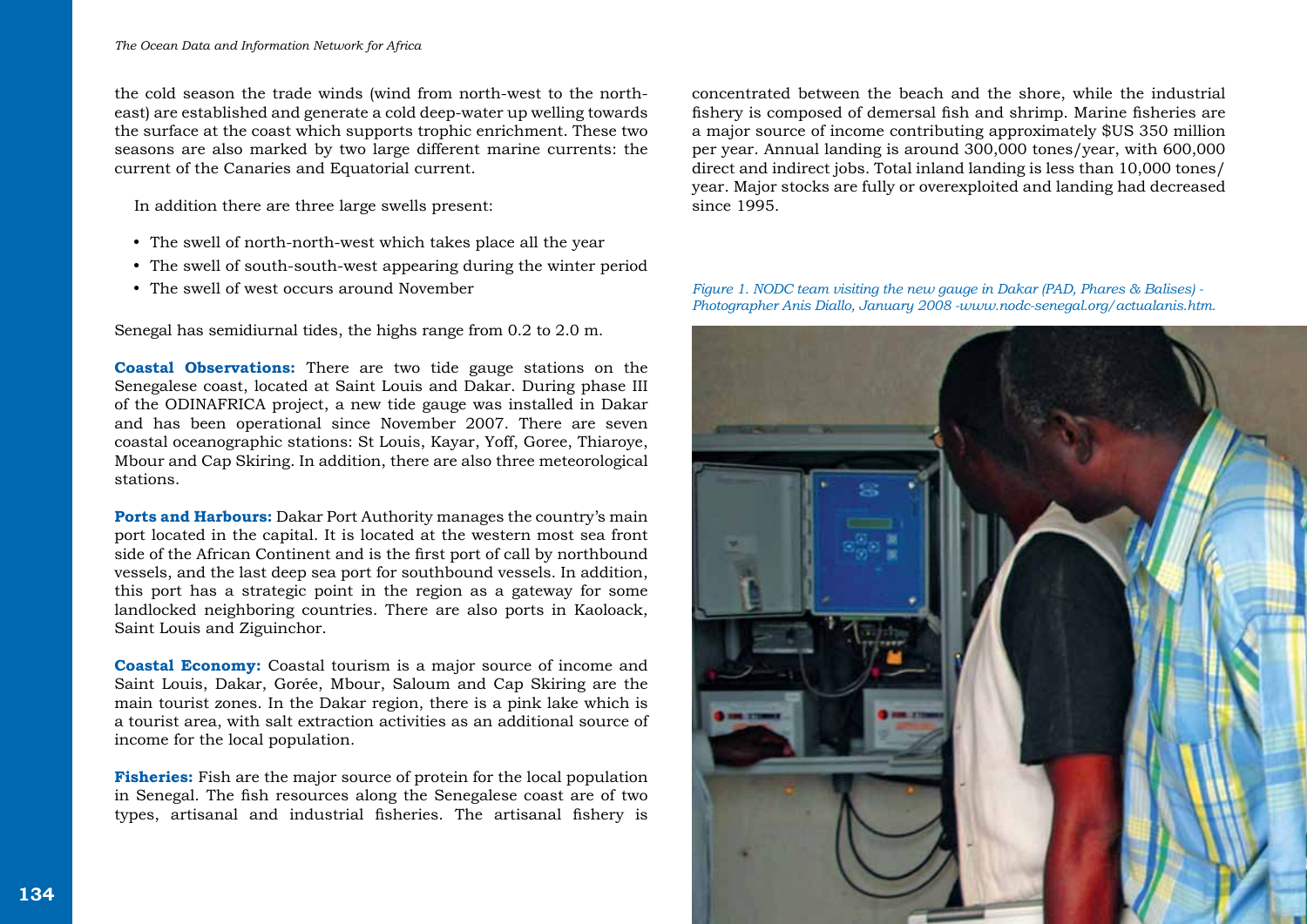the cold season the trade winds (wind from north-west to the north-east) are established and generate a cold deep-water up welling towards the surface at the coast which supports trophic enrichment. These two seasons are also marked by two large different marine currents: the current of the Canaries and Equatorial current.

In addition there are three large swells present:

- The swell of north-north-west which takes place all the year
- The swell of south-south-west appearing during the winter period
- The swell of west occurs around November

Senegal has semidiurnal tides, the highs range from 0.2 to 2.0 m.

**Coastal Observations:** There are two tide gauge stations on the Senegalese coast, located at Saint Louis and Dakar. During phase III of the ODINAFRICA project, a new tide gauge was installed in Dakar and has been operational since November 2007. There are seven coastal oceanographic stations: St Louis, Kayar, Yoff, Goree, Thiaroye, Mbour and Cap Skiring. In addition, there are also three meteorological stations.

**Ports and Harbours:** Dakar Port Authority manages the country's main port located in the capital. It is located at the western most sea front side of the African Continent and is the first port of call by northbound vessels, and the last deep sea port for southbound vessels. In addition, this port has a strategic point in the region as a gateway for some landlocked neighboring countries. There are also ports in Kaoloack, Saint Louis and Ziguinchor.

**Coastal Economy:** Coastal tourism is a major source of income and Saint Louis, Dakar, Gorée, Mbour, Saloum and Cap Skiring are the main tourist zones. In the Dakar region, there is a pink lake which is a tourist area, with salt extraction activities as an additional source of income for the local population.

**Fisheries:** Fish are the major source of protein for the local population in Senegal. The fish resources along the Senegalese coast are of two types, artisanal and industrial fisheries. The artisanal fishery is concentrated between the beach and the shore, while the industrial fishery is composed of demersal fish and shrimp. Marine fisheries are a major source of income contributing approximately $US 350 million per year. Annual landing is around 300,000 tones/year, with 600,000 direct and indirect jobs. Total inland landing is less than 10,000 tones/year. Major stocks are fully or overexploited and landing had decreased since 1995.

*Figure 1. NODC team visiting the new gauge in Dakar (PAD, Phares & Balises) - Photographer Anis Diallo, January 2008 -www.nodc-senegal.org/actualanis.htm.*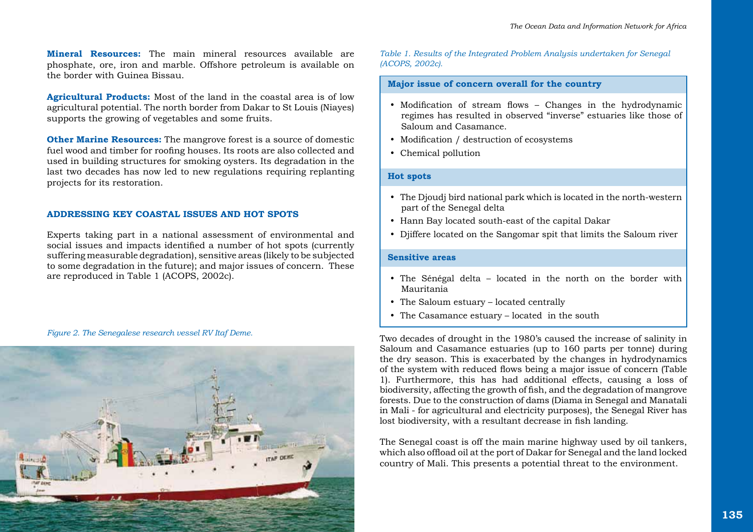**Mineral Resources:** The main mineral resources available are phosphate, ore, iron and marble. Offshore petroleum is available on the border with Guinea Bissau.

**Agricultural Products:** Most of the land in the coastal area is of low agricultural potential. The north border from Dakar to St Louis (Niayes) supports the growing of vegetables and some fruits.

**Other Marine Resources:** The mangrove forest is a source of domestic fuel wood and timber for roofing houses. Its roots are also collected and used in building structures for smoking oysters. Its degradation in the last two decades has now led to new regulations requiring replanting projects for its restoration.

## ADDRESSING KEY COASTAL ISSUES AND HOT SPOTS

Experts taking part in a national assessment of environmental and social issues and impacts identified a number of hot spots (currently suffering measurable degradation), sensitive areas (likely to be subjected to some degradation in the future); and major issues of concern. These are reproduced in Table 1 (ACOPS, 2002c).

*Figure 2. The Senegalese research vessel RV Itaf Deme.*

*Table 1. Results of the Integrated Problem Analysis undertaken for Senegal (ACOPS, 2002c).*

| **Major issue of concern overall for the country** |
|---|
| • Modification of stream flows – Changes in the hydrodynamic regimes has resulted in observed "inverse" estuaries like those of Saloum and Casamance.<br>• Modification / destruction of ecosystems<br>• Chemical pollution |
| **Hot spots** |
| • The Djoudj bird national park which is located in the north-western part of the Senegal delta<br>• Hann Bay located south-east of the capital Dakar<br>• Djiffere located on the Sangomar spit that limits the Saloum river |
| **Sensitive areas** |
| • The Sénégal delta – located in the north on the border with Mauritania<br>• The Saloum estuary – located centrally<br>• The Casamance estuary – located in the south |

Two decades of drought in the 1980's caused the increase of salinity in Saloum and Casamance estuaries (up to 160 parts per tonne) during the dry season. This is exacerbated by the changes in hydrodynamics of the system with reduced flows being a major issue of concern (Table 1). Furthermore, this has had additional effects, causing a loss of biodiversity, affecting the growth of fish, and the degradation of mangrove forests. Due to the construction of dams (Diama in Senegal and Manatali in Mali - for agricultural and electricity purposes), the Senegal River has lost biodiversity, with a resultant decrease in fish landing.

The Senegal coast is off the main marine highway used by oil tankers, which also offload oil at the port of Dakar for Senegal and the land locked country of Mali. This presents a potential threat to the environment.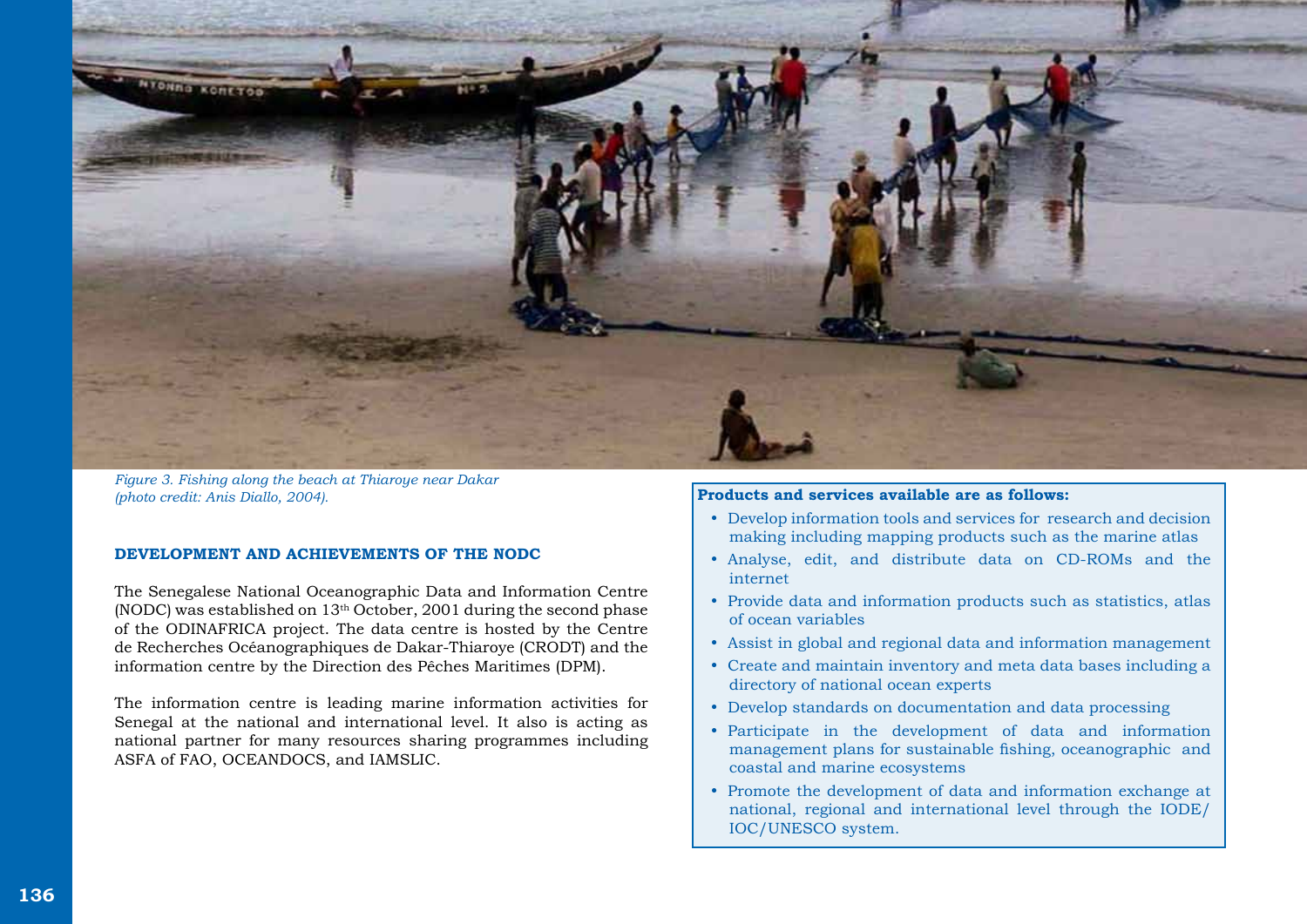*Figure 3. Fishing along the beach at Thiaroye near Dakar (photo credit: Anis Diallo, 2004).*

## DEVELOPMENT AND ACHIEVEMENTS OF THE NODC

The Senegalese National Oceanographic Data and Information Centre (NODC) was established on 13th October, 2001 during the second phase of the ODINAFRICA project. The data centre is hosted by the Centre de Recherches Océanographiques de Dakar-Thiaroye (CRODT) and the information centre by the Direction des Pêches Maritimes (DPM).

The information centre is leading marine information activities for Senegal at the national and international level. It also is acting as national partner for many resources sharing programmes including ASFA of FAO, OCEANDOCS, and IAMSLIC.

**Products and services available are as follows:**

- Develop information tools and services for research and decision making including mapping products such as the marine atlas
- Analyse, edit, and distribute data on CD-ROMs and the internet
- Provide data and information products such as statistics, atlas of ocean variables
- Assist in global and regional data and information management
- Create and maintain inventory and meta data bases including a directory of national ocean experts
- Develop standards on documentation and data processing
- Participate in the development of data and information management plans for sustainable fishing, oceanographic and coastal and marine ecosystems
- Promote the development of data and information exchange at national, regional and international level through the IODE/IOC/UNESCO system.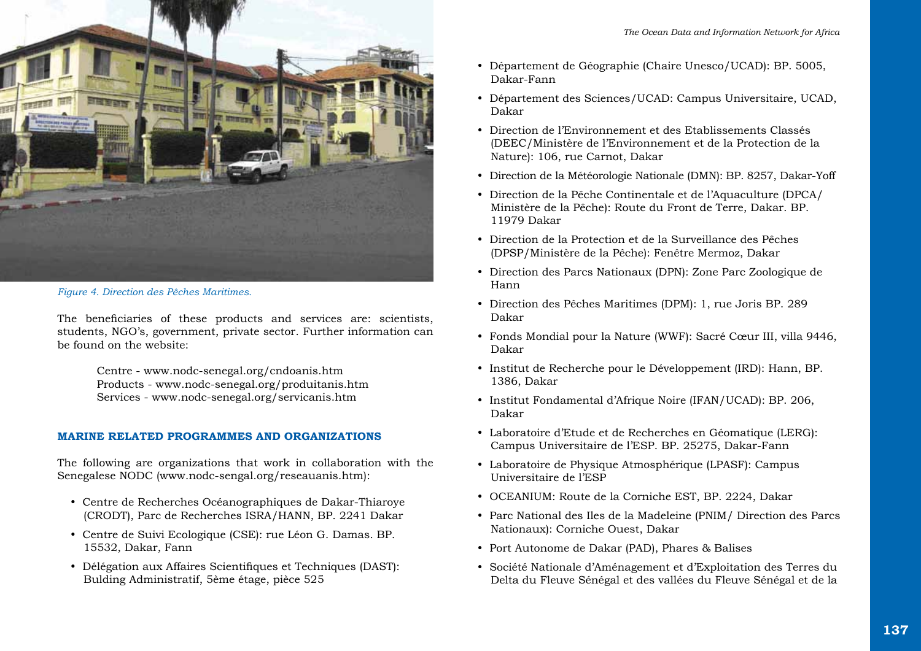*Figure 4. Direction des Pêches Maritimes.*

The beneficiaries of these products and services are: scientists, students, NGO's, government, private sector. Further information can be found on the website:

> Centre - www.nodc-senegal.org/cndoanis.htm
> Products - www.nodc-senegal.org/produitanis.htm
> Services - www.nodc-senegal.org/servicanis.htm

## MARINE RELATED PROGRAMMES AND ORGANIZATIONS

The following are organizations that work in collaboration with the Senegalese NODC (www.nodc-sengal.org/reseauanis.htm):

- Centre de Recherches Océanographiques de Dakar-Thiaroye (CRODT), Parc de Recherches ISRA/HANN, BP. 2241 Dakar
- Centre de Suivi Ecologique (CSE): rue Léon G. Damas. BP. 15532, Dakar, Fann
- Délégation aux Affaires Scientifiques et Techniques (DAST): Bulding Administratif, 5ème étage, pièce 525
- Département de Géographie (Chaire Unesco/UCAD): BP. 5005, Dakar-Fann
- Département des Sciences/UCAD: Campus Universitaire, UCAD, Dakar
- Direction de l'Environnement et des Etablissements Classés (DEEC/Ministère de l'Environnement et de la Protection de la Nature): 106, rue Carnot, Dakar
- Direction de la Météorologie Nationale (DMN): BP. 8257, Dakar-Yoff
- Direction de la Pêche Continentale et de l'Aquaculture (DPCA/ Ministère de la Pêche): Route du Front de Terre, Dakar. BP. 11979 Dakar
- Direction de la Protection et de la Surveillance des Pêches (DPSP/Ministère de la Pêche): Fenêtre Mermoz, Dakar
- Direction des Parcs Nationaux (DPN): Zone Parc Zoologique de Hann
- Direction des Pêches Maritimes (DPM): 1, rue Joris BP. 289 Dakar
- Fonds Mondial pour la Nature (WWF): Sacré Cœur III, villa 9446, Dakar
- Institut de Recherche pour le Développement (IRD): Hann, BP. 1386, Dakar
- Institut Fondamental d'Afrique Noire (IFAN/UCAD): BP. 206, Dakar
- Laboratoire d'Etude et de Recherches en Géomatique (LERG): Campus Universitaire de l'ESP. BP. 25275, Dakar-Fann
- Laboratoire de Physique Atmosphérique (LPASF): Campus Universitaire de l'ESP
- OCEANIUM: Route de la Corniche EST, BP. 2224, Dakar
- Parc National des Iles de la Madeleine (PNIM/ Direction des Parcs Nationaux): Corniche Ouest, Dakar
- Port Autonome de Dakar (PAD), Phares & Balises
- Société Nationale d'Aménagement et d'Exploitation des Terres du Delta du Fleuve Sénégal et des vallées du Fleuve Sénégal et de la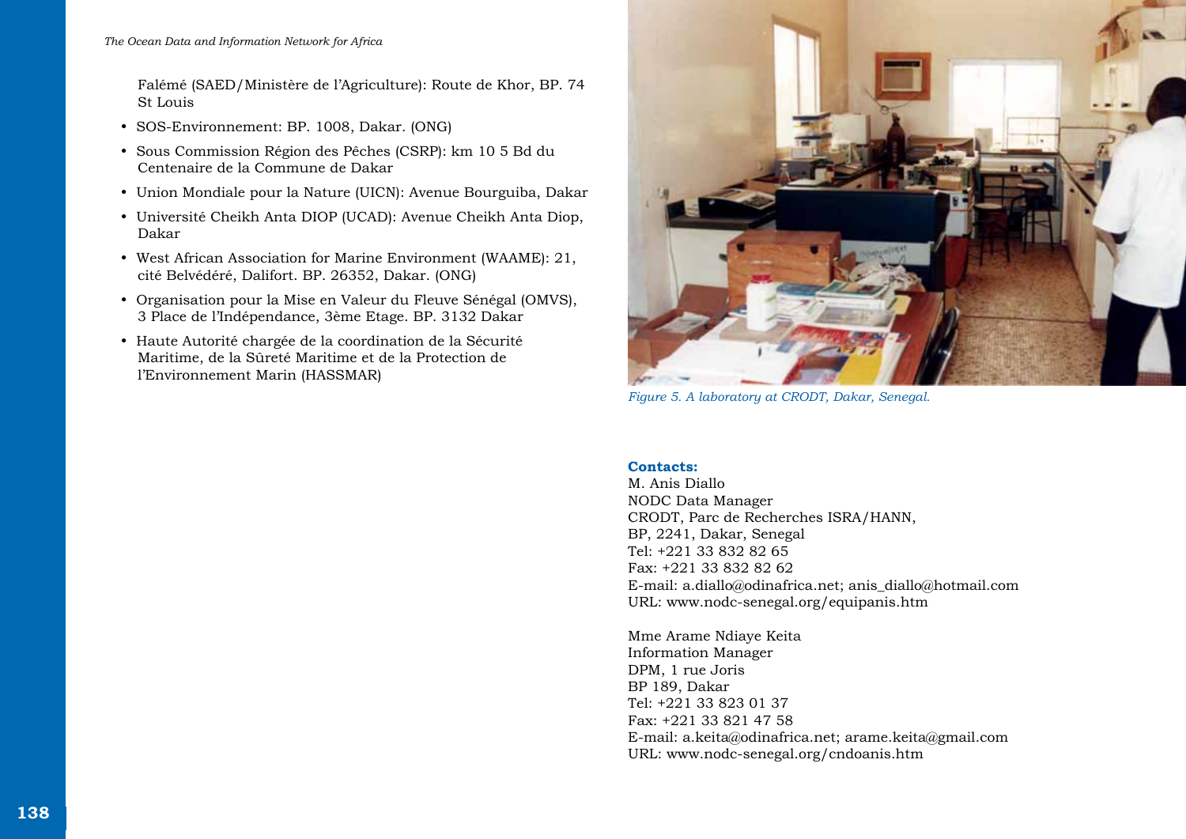Falémé (SAED/Ministère de l'Agriculture): Route de Khor, BP. 74 St Louis

- SOS-Environnement: BP. 1008, Dakar. (ONG)
- Sous Commission Région des Pêches (CSRP): km 10 5 Bd du Centenaire de la Commune de Dakar
- Union Mondiale pour la Nature (UICN): Avenue Bourguiba, Dakar
- Université Cheikh Anta DIOP (UCAD): Avenue Cheikh Anta Diop, Dakar
- West African Association for Marine Environment (WAAME): 21, cité Belvédéré, Dalifort. BP. 26352, Dakar. (ONG)
- Organisation pour la Mise en Valeur du Fleuve Sénégal (OMVS), 3 Place de l'Indépendance, 3ème Etage. BP. 3132 Dakar
- Haute Autorité chargée de la coordination de la Sécurité Maritime, de la Sûreté Maritime et de la Protection de l'Environnement Marin (HASSMAR)

*Figure 5. A laboratory at CRODT, Dakar, Senegal.*

**Contacts:**

M. Anis Diallo
NODC Data Manager
CRODT, Parc de Recherches ISRA/HANN,
BP, 2241, Dakar, Senegal
Tel: +221 33 832 82 65
Fax: +221 33 832 82 62
E-mail: a.diallo@odinafrica.net; anis_diallo@hotmail.com
URL: www.nodc-senegal.org/equipanis.htm

Mme Arame Ndiaye Keita
Information Manager
DPM, 1 rue Joris
BP 189, Dakar
Tel: +221 33 823 01 37
Fax: +221 33 821 47 58
E-mail: a.keita@odinafrica.net; arame.keita@gmail.com
URL: www.nodc-senegal.org/cndoanis.htm